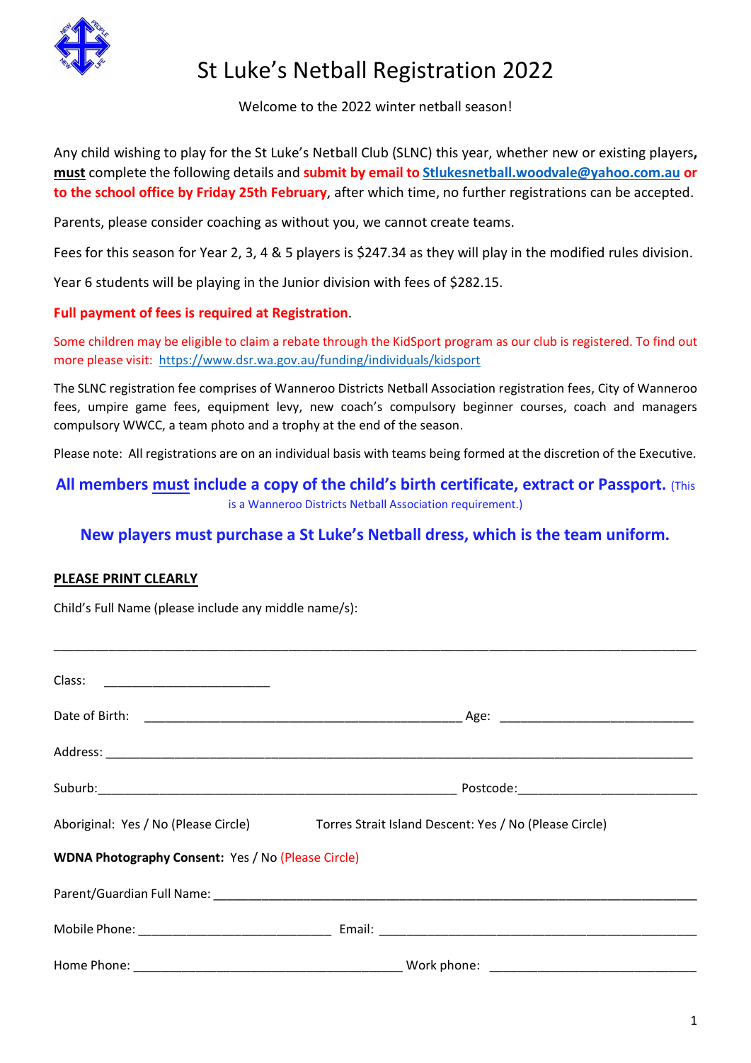# St Luke's Netball Registration 2022

Welcome to the 2022 winter netball season!

Any child wishing to play for the St Luke's Netball Club (SLNC) this year, whether new or existing players, **must** complete the following details and **submit by email to Stlukesnetball.woodvale@yahoo.com.au or to the school office by Friday 25th February**, after which time, no further registrations can be accepted.

Parents, please consider coaching as without you, we cannot create teams.

Fees for this season for Year 2, 3, 4 & 5 players is $247.34 as they will play in the modified rules division.

Year 6 students will be playing in the Junior division with fees of $282.15.

**Full payment of fees is required at Registration**.

Some children may be eligible to claim a rebate through the KidSport program as our club is registered. To find out more please visit: https://www.dsr.wa.gov.au/funding/individuals/kidsport

The SLNC registration fee comprises of Wanneroo Districts Netball Association registration fees, City of Wanneroo fees, umpire game fees, equipment levy, new coach's compulsory beginner courses, coach and managers compulsory WWCC, a team photo and a trophy at the end of the season.

Please note: All registrations are on an individual basis with teams being formed at the discretion of the Executive.

**All members must include a copy of the child's birth certificate, extract or Passport.** (This is a Wanneroo Districts Netball Association requirement.)

**New players must purchase a St Luke's Netball dress, which is the team uniform.**

**PLEASE PRINT CLEARLY**

Child's Full Name (please include any middle name/s):

______________________________________________________________________________

Class: ________________________

Date of Birth: ______________________________________________ Age: ____________________________

Address: ______________________________________________________________________________

Suburb: ____________________________________________________ Postcode: __________________________

Aboriginal: Yes / No (Please Circle)    Torres Strait Island Descent: Yes / No (Please Circle)

**WDNA Photography Consent:** Yes / No (Please Circle)

Parent/Guardian Full Name: _____________________________________________________________________

Mobile Phone: ____________________________ Email: _______________________________________________

Home Phone: _______________________________________ Work phone: ______________________________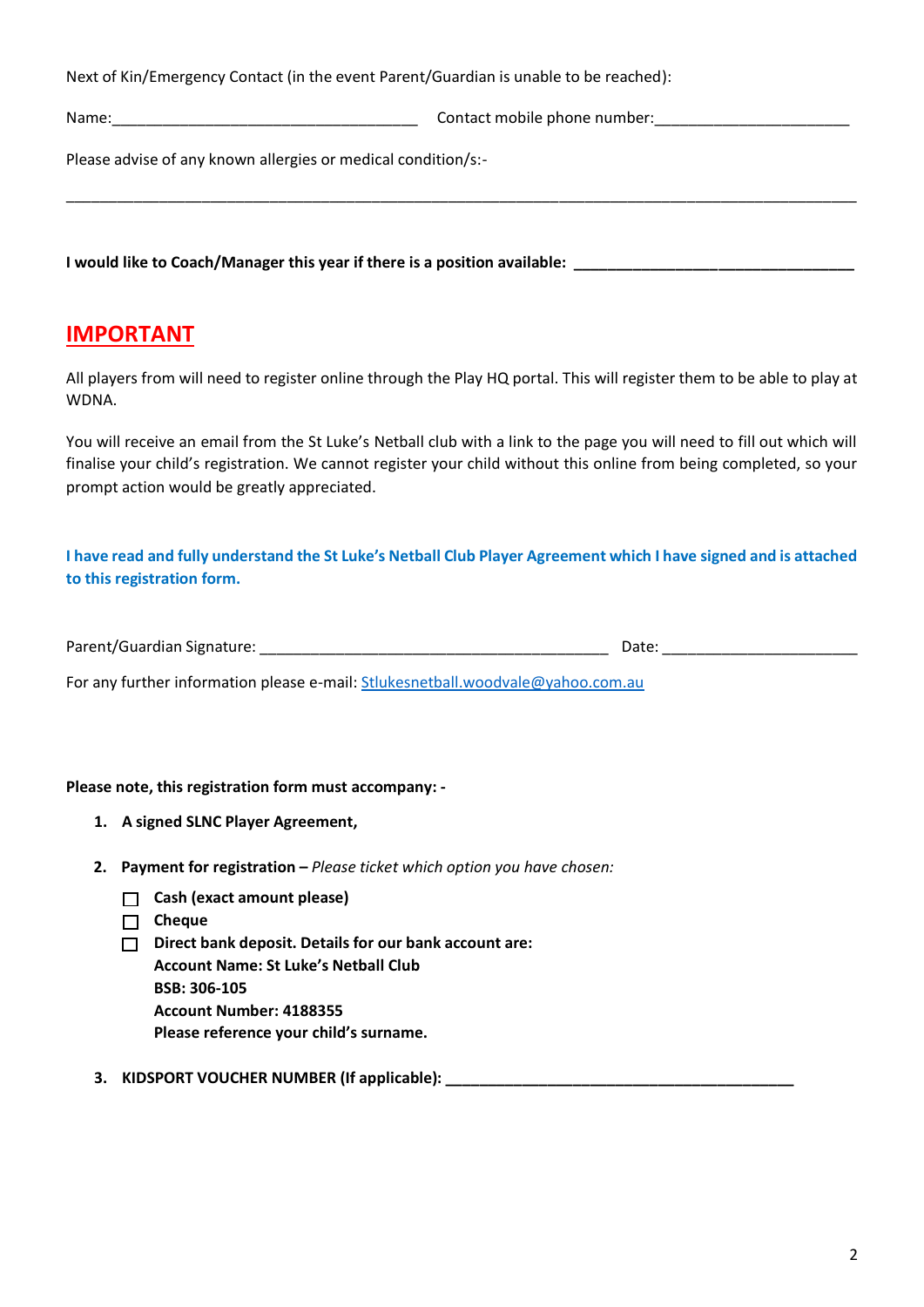Next of Kin/Emergency Contact (in the event Parent/Guardian is unable to be reached):

Name:___________________________________ Contact mobile phone number:_______________________

Please advise of any known allergies or medical condition/s:-

_____________________________________________________________________________________________

**I would like to Coach/Manager this year if there is a position available: ________________________________**

## IMPORTANT

All players from will need to register online through the Play HQ portal. This will register them to be able to play at WDNA.

You will receive an email from the St Luke's Netball club with a link to the page you will need to fill out which will finalise your child's registration. We cannot register your child without this online from being completed, so your prompt action would be greatly appreciated.

**I have read and fully understand the St Luke's Netball Club Player Agreement which I have signed and is attached to this registration form.**

Parent/Guardian Signature: _________________________________________ Date: _______________________

For any further information please e-mail: Stlukesnetball.woodvale@yahoo.com.au

**Please note, this registration form must accompany: -**

1. **A signed SLNC Player Agreement,**
2. **Payment for registration –** *Please ticket which option you have chosen:*
   - ☐ **Cash (exact amount please)**
   - ☐ **Cheque**
   - ☐ **Direct bank deposit. Details for our bank account are:**
     **Account Name: St Luke's Netball Club**
     **BSB: 306-105**
     **Account Number: 4188355**
     **Please reference your child's surname.**
3. **KIDSPORT VOUCHER NUMBER (If applicable): ________________________________________**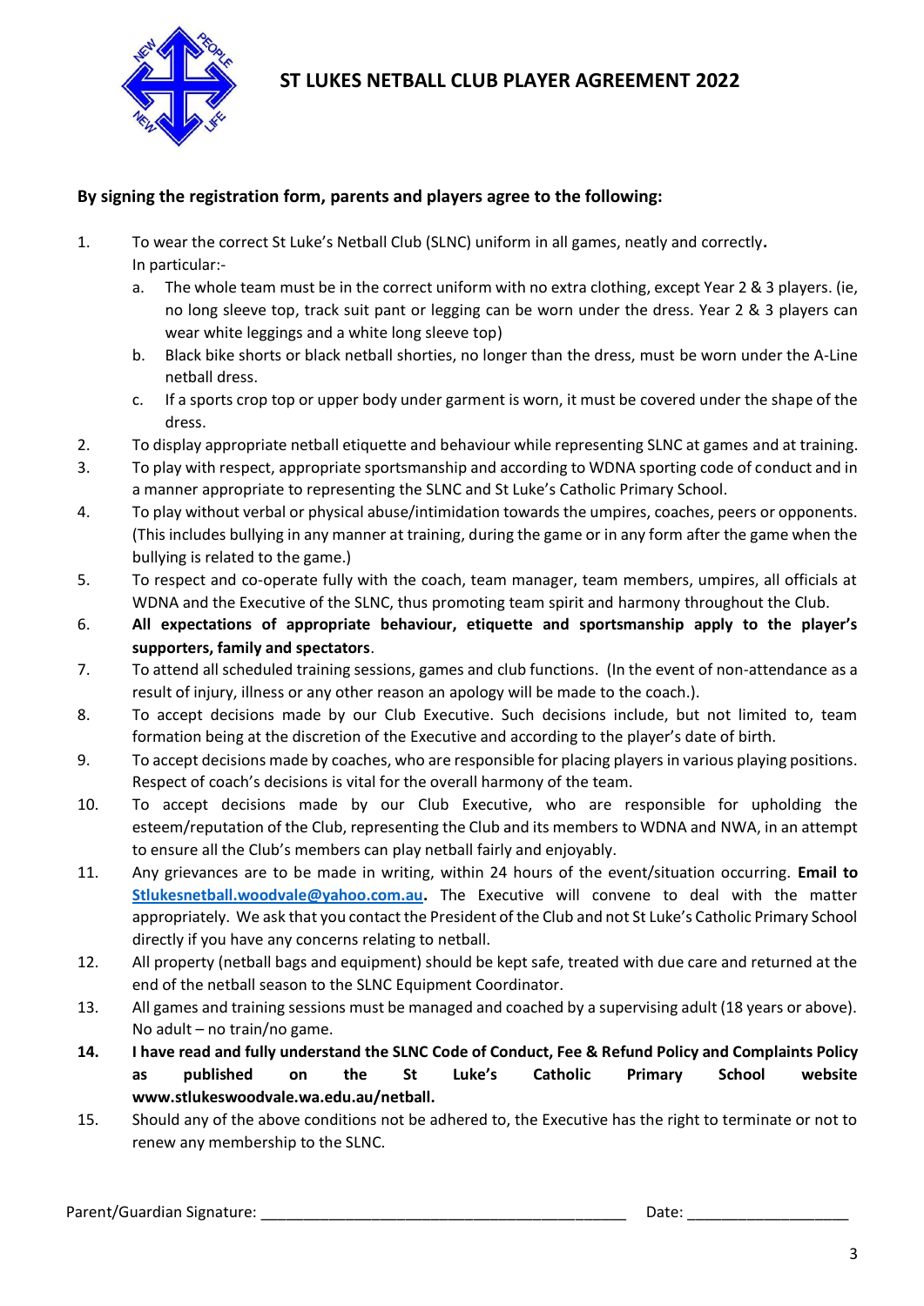# ST LUKES NETBALL CLUB PLAYER AGREEMENT 2022

**By signing the registration form, parents and players agree to the following:**

1. To wear the correct St Luke's Netball Club (SLNC) uniform in all games, neatly and correctly**.**
   In particular:-
   a. The whole team must be in the correct uniform with no extra clothing, except Year 2 & 3 players. (ie, no long sleeve top, track suit pant or legging can be worn under the dress. Year 2 & 3 players can wear white leggings and a white long sleeve top)
   b. Black bike shorts or black netball shorties, no longer than the dress, must be worn under the A-Line netball dress.
   c. If a sports crop top or upper body under garment is worn, it must be covered under the shape of the dress.
2. To display appropriate netball etiquette and behaviour while representing SLNC at games and at training.
3. To play with respect, appropriate sportsmanship and according to WDNA sporting code of conduct and in a manner appropriate to representing the SLNC and St Luke's Catholic Primary School.
4. To play without verbal or physical abuse/intimidation towards the umpires, coaches, peers or opponents. (This includes bullying in any manner at training, during the game or in any form after the game when the bullying is related to the game.)
5. To respect and co-operate fully with the coach, team manager, team members, umpires, all officials at WDNA and the Executive of the SLNC, thus promoting team spirit and harmony throughout the Club.
6. **All expectations of appropriate behaviour, etiquette and sportsmanship apply to the player's supporters, family and spectators**.
7. To attend all scheduled training sessions, games and club functions. (In the event of non-attendance as a result of injury, illness or any other reason an apology will be made to the coach.).
8. To accept decisions made by our Club Executive. Such decisions include, but not limited to, team formation being at the discretion of the Executive and according to the player's date of birth.
9. To accept decisions made by coaches, who are responsible for placing players in various playing positions. Respect of coach's decisions is vital for the overall harmony of the team.
10. To accept decisions made by our Club Executive, who are responsible for upholding the esteem/reputation of the Club, representing the Club and its members to WDNA and NWA, in an attempt to ensure all the Club's members can play netball fairly and enjoyably.
11. Any grievances are to be made in writing, within 24 hours of the event/situation occurring. **Email to Stlukesnetball.woodvale@yahoo.com.au.** The Executive will convene to deal with the matter appropriately. We ask that you contact the President of the Club and not St Luke's Catholic Primary School directly if you have any concerns relating to netball.
12. All property (netball bags and equipment) should be kept safe, treated with due care and returned at the end of the netball season to the SLNC Equipment Coordinator.
13. All games and training sessions must be managed and coached by a supervising adult (18 years or above). No adult – no train/no game.
14. **I have read and fully understand the SLNC Code of Conduct, Fee & Refund Policy and Complaints Policy as published on the St Luke's Catholic Primary School website www.stlukeswoodvale.wa.edu.au/netball.**
15. Should any of the above conditions not be adhered to, the Executive has the right to terminate or not to renew any membership to the SLNC.

Parent/Guardian Signature: ____________________________________________ Date: ___________________